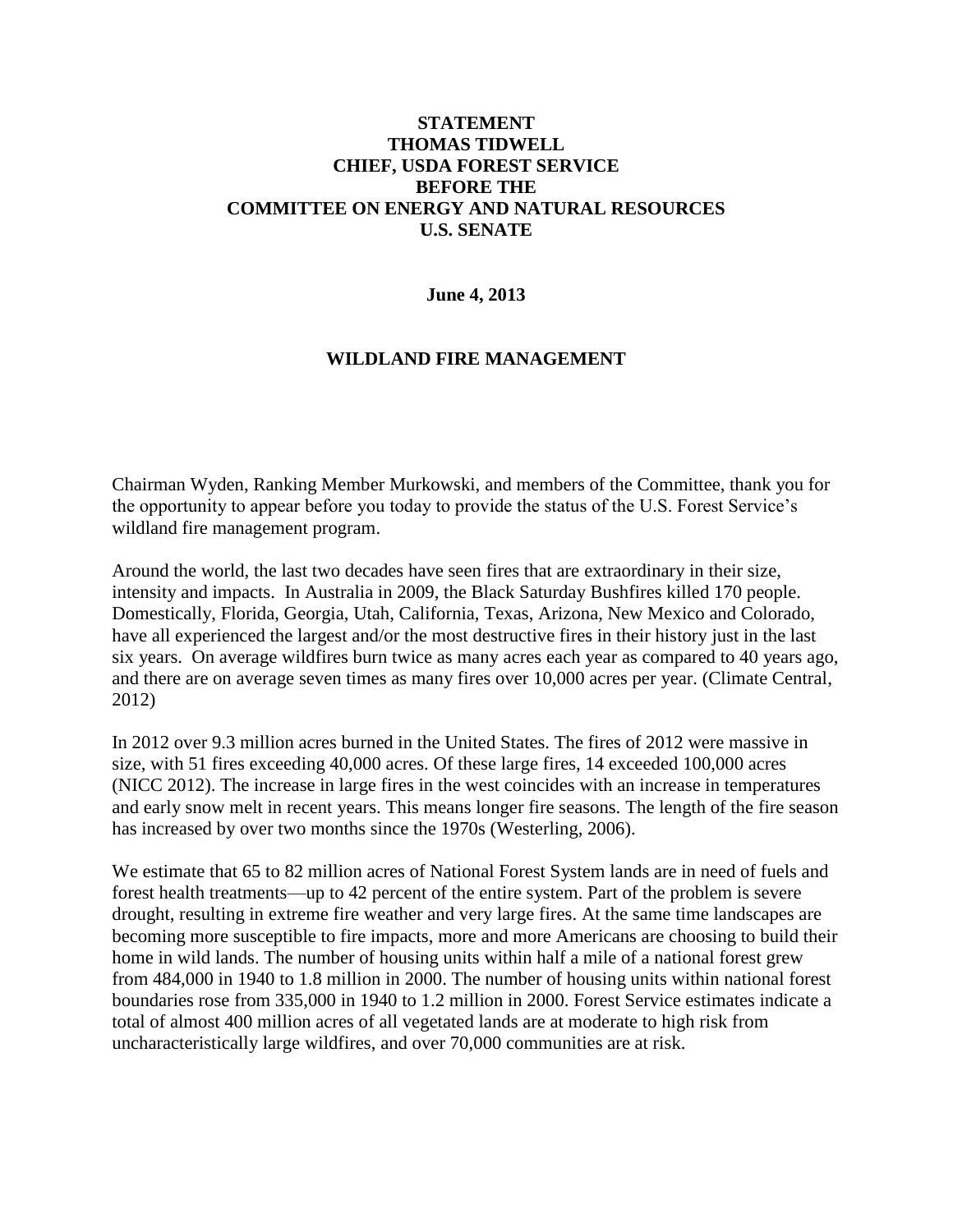**STATEMENT**
**THOMAS TIDWELL**
**CHIEF, USDA FOREST SERVICE**
**BEFORE THE**
**COMMITTEE ON ENERGY AND NATURAL RESOURCES**
**U.S. SENATE**

**June 4, 2013**

# WILDLAND FIRE MANAGEMENT

Chairman Wyden, Ranking Member Murkowski, and members of the Committee, thank you for the opportunity to appear before you today to provide the status of the U.S. Forest Service's wildland fire management program.

Around the world, the last two decades have seen fires that are extraordinary in their size, intensity and impacts. In Australia in 2009, the Black Saturday Bushfires killed 170 people. Domestically, Florida, Georgia, Utah, California, Texas, Arizona, New Mexico and Colorado, have all experienced the largest and/or the most destructive fires in their history just in the last six years. On average wildfires burn twice as many acres each year as compared to 40 years ago, and there are on average seven times as many fires over 10,000 acres per year. (Climate Central, 2012)

In 2012 over 9.3 million acres burned in the United States. The fires of 2012 were massive in size, with 51 fires exceeding 40,000 acres. Of these large fires, 14 exceeded 100,000 acres (NICC 2012). The increase in large fires in the west coincides with an increase in temperatures and early snow melt in recent years. This means longer fire seasons. The length of the fire season has increased by over two months since the 1970s (Westerling, 2006).

We estimate that 65 to 82 million acres of National Forest System lands are in need of fuels and forest health treatments—up to 42 percent of the entire system. Part of the problem is severe drought, resulting in extreme fire weather and very large fires. At the same time landscapes are becoming more susceptible to fire impacts, more and more Americans are choosing to build their home in wild lands. The number of housing units within half a mile of a national forest grew from 484,000 in 1940 to 1.8 million in 2000. The number of housing units within national forest boundaries rose from 335,000 in 1940 to 1.2 million in 2000. Forest Service estimates indicate a total of almost 400 million acres of all vegetated lands are at moderate to high risk from uncharacteristically large wildfires, and over 70,000 communities are at risk.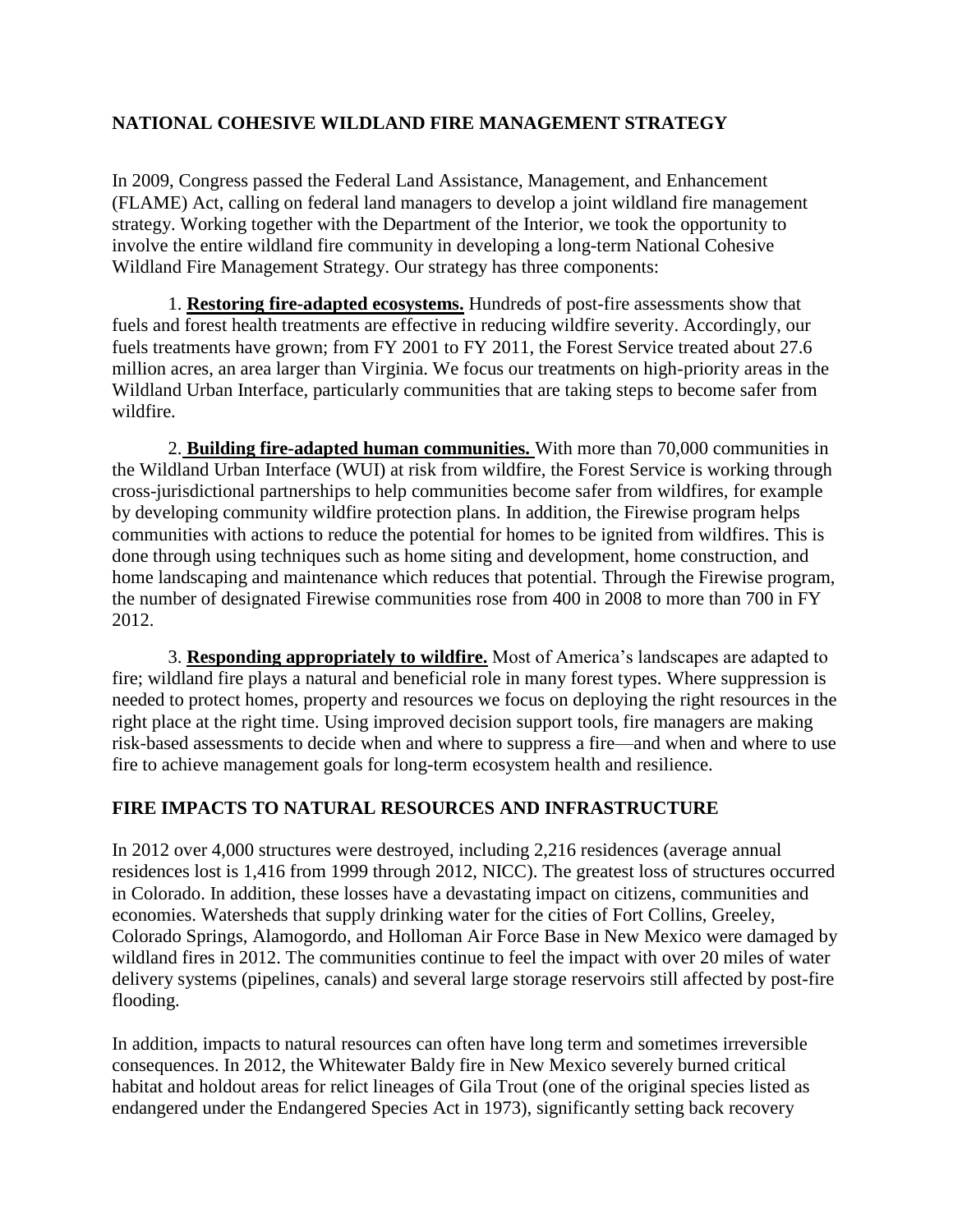## NATIONAL COHESIVE WILDLAND FIRE MANAGEMENT STRATEGY

In 2009, Congress passed the Federal Land Assistance, Management, and Enhancement (FLAME) Act, calling on federal land managers to develop a joint wildland fire management strategy. Working together with the Department of the Interior, we took the opportunity to involve the entire wildland fire community in developing a long-term National Cohesive Wildland Fire Management Strategy. Our strategy has three components:

1. **Restoring fire-adapted ecosystems.** Hundreds of post-fire assessments show that fuels and forest health treatments are effective in reducing wildfire severity. Accordingly, our fuels treatments have grown; from FY 2001 to FY 2011, the Forest Service treated about 27.6 million acres, an area larger than Virginia. We focus our treatments on high-priority areas in the Wildland Urban Interface, particularly communities that are taking steps to become safer from wildfire.

2. **Building fire-adapted human communities.** With more than 70,000 communities in the Wildland Urban Interface (WUI) at risk from wildfire, the Forest Service is working through cross-jurisdictional partnerships to help communities become safer from wildfires, for example by developing community wildfire protection plans. In addition, the Firewise program helps communities with actions to reduce the potential for homes to be ignited from wildfires. This is done through using techniques such as home siting and development, home construction, and home landscaping and maintenance which reduces that potential. Through the Firewise program, the number of designated Firewise communities rose from 400 in 2008 to more than 700 in FY 2012.

3. **Responding appropriately to wildfire.** Most of America's landscapes are adapted to fire; wildland fire plays a natural and beneficial role in many forest types. Where suppression is needed to protect homes, property and resources we focus on deploying the right resources in the right place at the right time. Using improved decision support tools, fire managers are making risk-based assessments to decide when and where to suppress a fire—and when and where to use fire to achieve management goals for long-term ecosystem health and resilience.

## FIRE IMPACTS TO NATURAL RESOURCES AND INFRASTRUCTURE

In 2012 over 4,000 structures were destroyed, including 2,216 residences (average annual residences lost is 1,416 from 1999 through 2012, NICC). The greatest loss of structures occurred in Colorado. In addition, these losses have a devastating impact on citizens, communities and economies. Watersheds that supply drinking water for the cities of Fort Collins, Greeley, Colorado Springs, Alamogordo, and Holloman Air Force Base in New Mexico were damaged by wildland fires in 2012. The communities continue to feel the impact with over 20 miles of water delivery systems (pipelines, canals) and several large storage reservoirs still affected by post-fire flooding.

In addition, impacts to natural resources can often have long term and sometimes irreversible consequences. In 2012, the Whitewater Baldy fire in New Mexico severely burned critical habitat and holdout areas for relict lineages of Gila Trout (one of the original species listed as endangered under the Endangered Species Act in 1973), significantly setting back recovery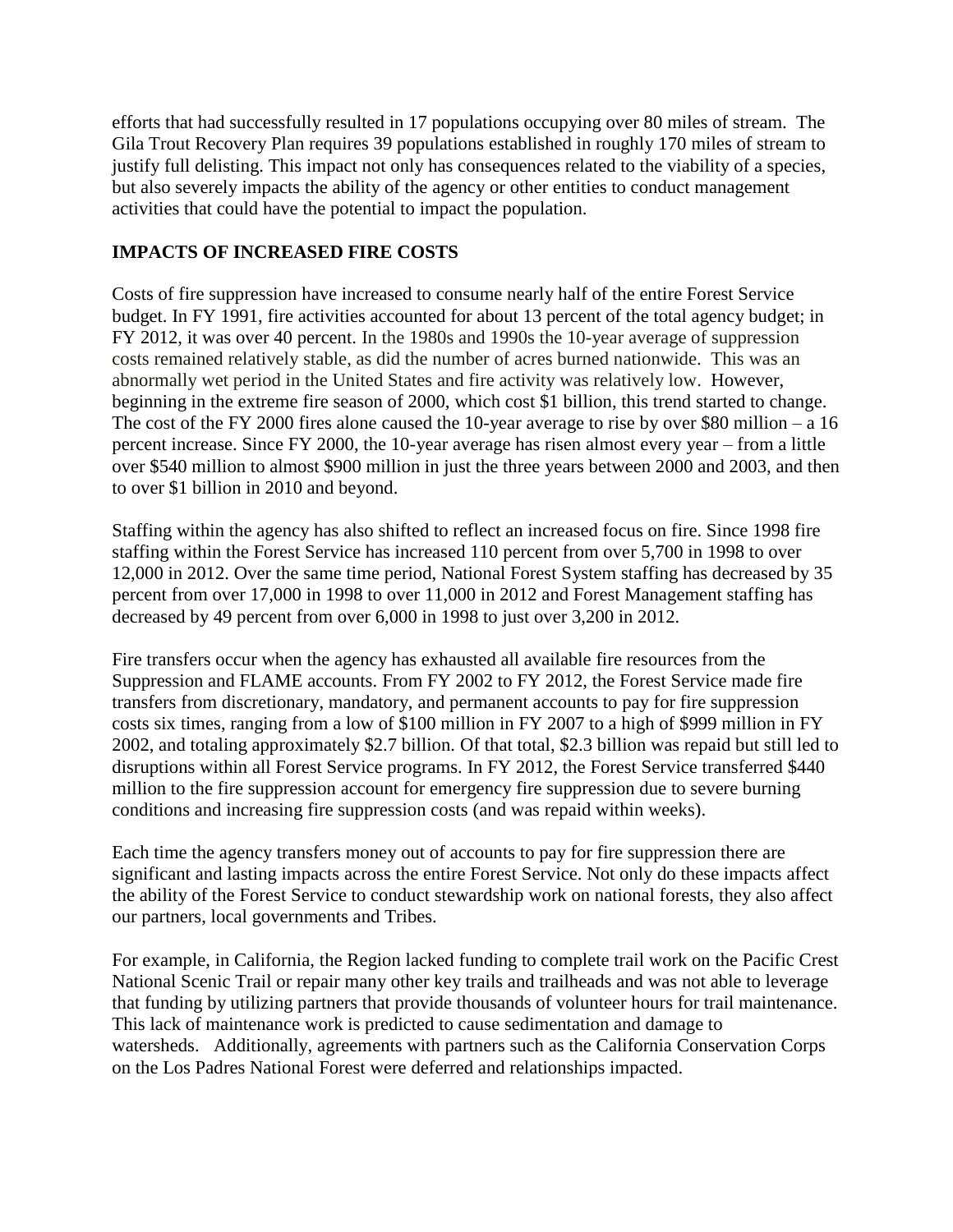efforts that had successfully resulted in 17 populations occupying over 80 miles of stream. The Gila Trout Recovery Plan requires 39 populations established in roughly 170 miles of stream to justify full delisting. This impact not only has consequences related to the viability of a species, but also severely impacts the ability of the agency or other entities to conduct management activities that could have the potential to impact the population.

## IMPACTS OF INCREASED FIRE COSTS

Costs of fire suppression have increased to consume nearly half of the entire Forest Service budget. In FY 1991, fire activities accounted for about 13 percent of the total agency budget; in FY 2012, it was over 40 percent. In the 1980s and 1990s the 10-year average of suppression costs remained relatively stable, as did the number of acres burned nationwide. This was an abnormally wet period in the United States and fire activity was relatively low. However, beginning in the extreme fire season of 2000, which cost $1 billion, this trend started to change. The cost of the FY 2000 fires alone caused the 10-year average to rise by over $80 million – a 16 percent increase. Since FY 2000, the 10-year average has risen almost every year – from a little over $540 million to almost $900 million in just the three years between 2000 and 2003, and then to over $1 billion in 2010 and beyond.

Staffing within the agency has also shifted to reflect an increased focus on fire. Since 1998 fire staffing within the Forest Service has increased 110 percent from over 5,700 in 1998 to over 12,000 in 2012. Over the same time period, National Forest System staffing has decreased by 35 percent from over 17,000 in 1998 to over 11,000 in 2012 and Forest Management staffing has decreased by 49 percent from over 6,000 in 1998 to just over 3,200 in 2012.

Fire transfers occur when the agency has exhausted all available fire resources from the Suppression and FLAME accounts. From FY 2002 to FY 2012, the Forest Service made fire transfers from discretionary, mandatory, and permanent accounts to pay for fire suppression costs six times, ranging from a low of $100 million in FY 2007 to a high of $999 million in FY 2002, and totaling approximately $2.7 billion. Of that total, $2.3 billion was repaid but still led to disruptions within all Forest Service programs. In FY 2012, the Forest Service transferred $440 million to the fire suppression account for emergency fire suppression due to severe burning conditions and increasing fire suppression costs (and was repaid within weeks).

Each time the agency transfers money out of accounts to pay for fire suppression there are significant and lasting impacts across the entire Forest Service. Not only do these impacts affect the ability of the Forest Service to conduct stewardship work on national forests, they also affect our partners, local governments and Tribes.

For example, in California, the Region lacked funding to complete trail work on the Pacific Crest National Scenic Trail or repair many other key trails and trailheads and was not able to leverage that funding by utilizing partners that provide thousands of volunteer hours for trail maintenance. This lack of maintenance work is predicted to cause sedimentation and damage to watersheds. Additionally, agreements with partners such as the California Conservation Corps on the Los Padres National Forest were deferred and relationships impacted.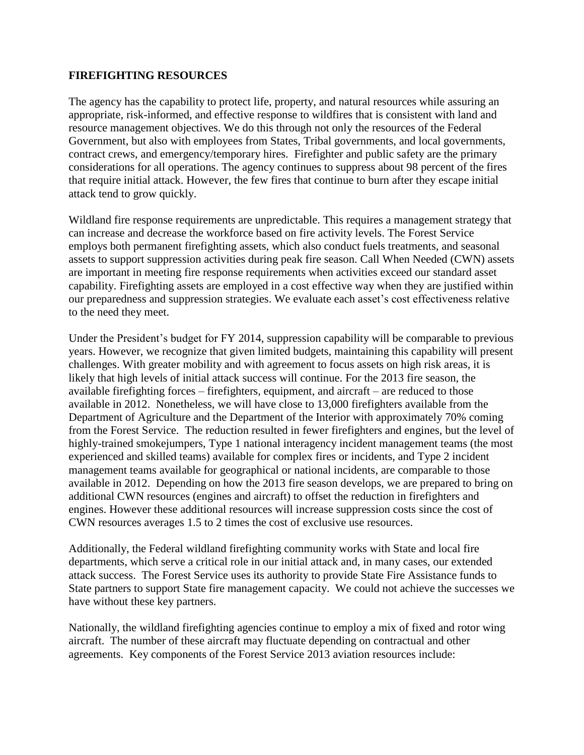**FIREFIGHTING RESOURCES**

The agency has the capability to protect life, property, and natural resources while assuring an appropriate, risk-informed, and effective response to wildfires that is consistent with land and resource management objectives. We do this through not only the resources of the Federal Government, but also with employees from States, Tribal governments, and local governments, contract crews, and emergency/temporary hires. Firefighter and public safety are the primary considerations for all operations. The agency continues to suppress about 98 percent of the fires that require initial attack. However, the few fires that continue to burn after they escape initial attack tend to grow quickly.

Wildland fire response requirements are unpredictable. This requires a management strategy that can increase and decrease the workforce based on fire activity levels. The Forest Service employs both permanent firefighting assets, which also conduct fuels treatments, and seasonal assets to support suppression activities during peak fire season. Call When Needed (CWN) assets are important in meeting fire response requirements when activities exceed our standard asset capability. Firefighting assets are employed in a cost effective way when they are justified within our preparedness and suppression strategies. We evaluate each asset's cost effectiveness relative to the need they meet.

Under the President's budget for FY 2014, suppression capability will be comparable to previous years. However, we recognize that given limited budgets, maintaining this capability will present challenges. With greater mobility and with agreement to focus assets on high risk areas, it is likely that high levels of initial attack success will continue. For the 2013 fire season, the available firefighting forces – firefighters, equipment, and aircraft – are reduced to those available in 2012. Nonetheless, we will have close to 13,000 firefighters available from the Department of Agriculture and the Department of the Interior with approximately 70% coming from the Forest Service. The reduction resulted in fewer firefighters and engines, but the level of highly-trained smokejumpers, Type 1 national interagency incident management teams (the most experienced and skilled teams) available for complex fires or incidents, and Type 2 incident management teams available for geographical or national incidents, are comparable to those available in 2012. Depending on how the 2013 fire season develops, we are prepared to bring on additional CWN resources (engines and aircraft) to offset the reduction in firefighters and engines. However these additional resources will increase suppression costs since the cost of CWN resources averages 1.5 to 2 times the cost of exclusive use resources.

Additionally, the Federal wildland firefighting community works with State and local fire departments, which serve a critical role in our initial attack and, in many cases, our extended attack success. The Forest Service uses its authority to provide State Fire Assistance funds to State partners to support State fire management capacity. We could not achieve the successes we have without these key partners.

Nationally, the wildland firefighting agencies continue to employ a mix of fixed and rotor wing aircraft. The number of these aircraft may fluctuate depending on contractual and other agreements. Key components of the Forest Service 2013 aviation resources include: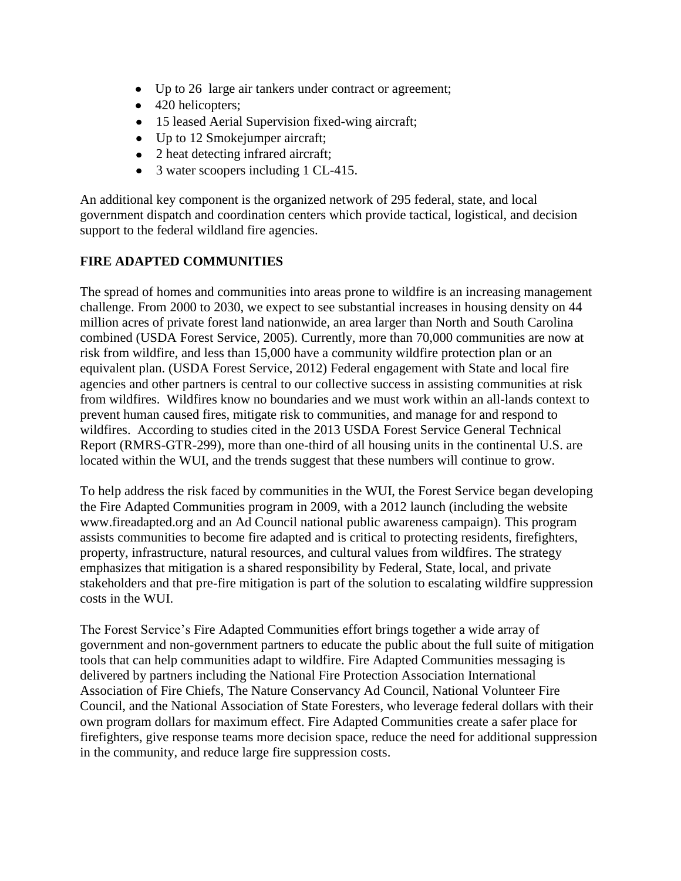- Up to 26 large air tankers under contract or agreement;
- 420 helicopters;
- 15 leased Aerial Supervision fixed-wing aircraft;
- Up to 12 Smokejumper aircraft;
- 2 heat detecting infrared aircraft;
- 3 water scoopers including 1 CL-415.

An additional key component is the organized network of 295 federal, state, and local government dispatch and coordination centers which provide tactical, logistical, and decision support to the federal wildland fire agencies.

**FIRE ADAPTED COMMUNITIES**

The spread of homes and communities into areas prone to wildfire is an increasing management challenge. From 2000 to 2030, we expect to see substantial increases in housing density on 44 million acres of private forest land nationwide, an area larger than North and South Carolina combined (USDA Forest Service, 2005). Currently, more than 70,000 communities are now at risk from wildfire, and less than 15,000 have a community wildfire protection plan or an equivalent plan. (USDA Forest Service, 2012) Federal engagement with State and local fire agencies and other partners is central to our collective success in assisting communities at risk from wildfires. Wildfires know no boundaries and we must work within an all-lands context to prevent human caused fires, mitigate risk to communities, and manage for and respond to wildfires. According to studies cited in the 2013 USDA Forest Service General Technical Report (RMRS-GTR-299), more than one-third of all housing units in the continental U.S. are located within the WUI, and the trends suggest that these numbers will continue to grow.

To help address the risk faced by communities in the WUI, the Forest Service began developing the Fire Adapted Communities program in 2009, with a 2012 launch (including the website www.fireadapted.org and an Ad Council national public awareness campaign). This program assists communities to become fire adapted and is critical to protecting residents, firefighters, property, infrastructure, natural resources, and cultural values from wildfires. The strategy emphasizes that mitigation is a shared responsibility by Federal, State, local, and private stakeholders and that pre-fire mitigation is part of the solution to escalating wildfire suppression costs in the WUI.

The Forest Service's Fire Adapted Communities effort brings together a wide array of government and non-government partners to educate the public about the full suite of mitigation tools that can help communities adapt to wildfire. Fire Adapted Communities messaging is delivered by partners including the National Fire Protection Association International Association of Fire Chiefs, The Nature Conservancy Ad Council, National Volunteer Fire Council, and the National Association of State Foresters, who leverage federal dollars with their own program dollars for maximum effect. Fire Adapted Communities create a safer place for firefighters, give response teams more decision space, reduce the need for additional suppression in the community, and reduce large fire suppression costs.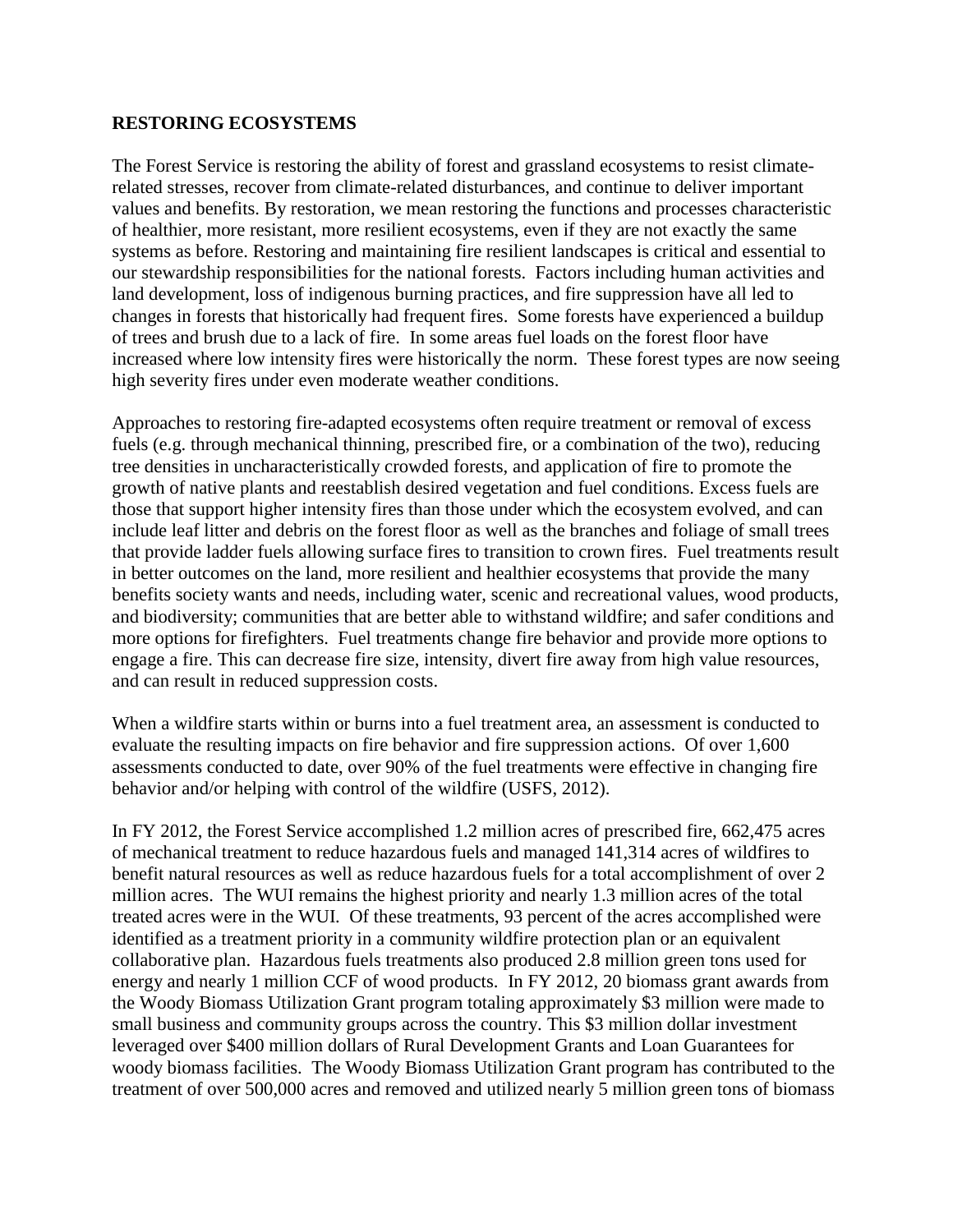**RESTORING ECOSYSTEMS**

The Forest Service is restoring the ability of forest and grassland ecosystems to resist climate-related stresses, recover from climate-related disturbances, and continue to deliver important values and benefits. By restoration, we mean restoring the functions and processes characteristic of healthier, more resistant, more resilient ecosystems, even if they are not exactly the same systems as before. Restoring and maintaining fire resilient landscapes is critical and essential to our stewardship responsibilities for the national forests. Factors including human activities and land development, loss of indigenous burning practices, and fire suppression have all led to changes in forests that historically had frequent fires. Some forests have experienced a buildup of trees and brush due to a lack of fire. In some areas fuel loads on the forest floor have increased where low intensity fires were historically the norm. These forest types are now seeing high severity fires under even moderate weather conditions.

Approaches to restoring fire-adapted ecosystems often require treatment or removal of excess fuels (e.g. through mechanical thinning, prescribed fire, or a combination of the two), reducing tree densities in uncharacteristically crowded forests, and application of fire to promote the growth of native plants and reestablish desired vegetation and fuel conditions. Excess fuels are those that support higher intensity fires than those under which the ecosystem evolved, and can include leaf litter and debris on the forest floor as well as the branches and foliage of small trees that provide ladder fuels allowing surface fires to transition to crown fires. Fuel treatments result in better outcomes on the land, more resilient and healthier ecosystems that provide the many benefits society wants and needs, including water, scenic and recreational values, wood products, and biodiversity; communities that are better able to withstand wildfire; and safer conditions and more options for firefighters. Fuel treatments change fire behavior and provide more options to engage a fire. This can decrease fire size, intensity, divert fire away from high value resources, and can result in reduced suppression costs.

When a wildfire starts within or burns into a fuel treatment area, an assessment is conducted to evaluate the resulting impacts on fire behavior and fire suppression actions. Of over 1,600 assessments conducted to date, over 90% of the fuel treatments were effective in changing fire behavior and/or helping with control of the wildfire (USFS, 2012).

In FY 2012, the Forest Service accomplished 1.2 million acres of prescribed fire, 662,475 acres of mechanical treatment to reduce hazardous fuels and managed 141,314 acres of wildfires to benefit natural resources as well as reduce hazardous fuels for a total accomplishment of over 2 million acres. The WUI remains the highest priority and nearly 1.3 million acres of the total treated acres were in the WUI. Of these treatments, 93 percent of the acres accomplished were identified as a treatment priority in a community wildfire protection plan or an equivalent collaborative plan. Hazardous fuels treatments also produced 2.8 million green tons used for energy and nearly 1 million CCF of wood products. In FY 2012, 20 biomass grant awards from the Woody Biomass Utilization Grant program totaling approximately $3 million were made to small business and community groups across the country. This $3 million dollar investment leveraged over $400 million dollars of Rural Development Grants and Loan Guarantees for woody biomass facilities. The Woody Biomass Utilization Grant program has contributed to the treatment of over 500,000 acres and removed and utilized nearly 5 million green tons of biomass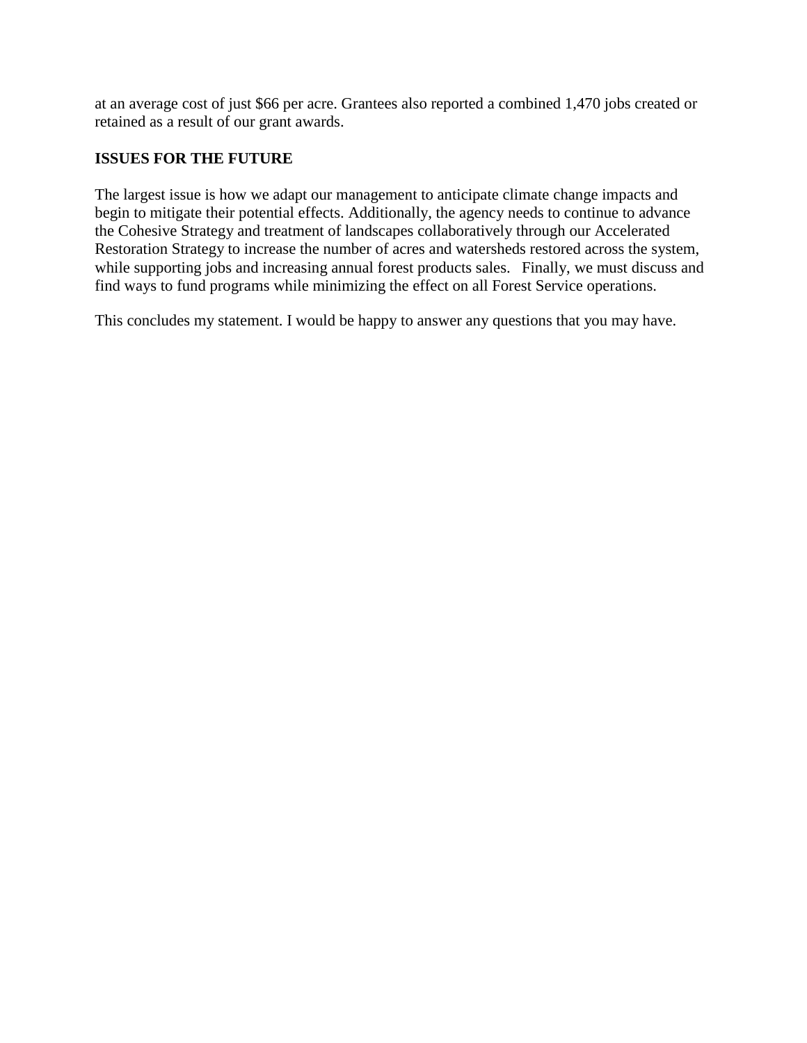at an average cost of just $66 per acre. Grantees also reported a combined 1,470 jobs created or retained as a result of our grant awards.

**ISSUES FOR THE FUTURE**

The largest issue is how we adapt our management to anticipate climate change impacts and begin to mitigate their potential effects. Additionally, the agency needs to continue to advance the Cohesive Strategy and treatment of landscapes collaboratively through our Accelerated Restoration Strategy to increase the number of acres and watersheds restored across the system, while supporting jobs and increasing annual forest products sales. Finally, we must discuss and find ways to fund programs while minimizing the effect on all Forest Service operations.

This concludes my statement. I would be happy to answer any questions that you may have.